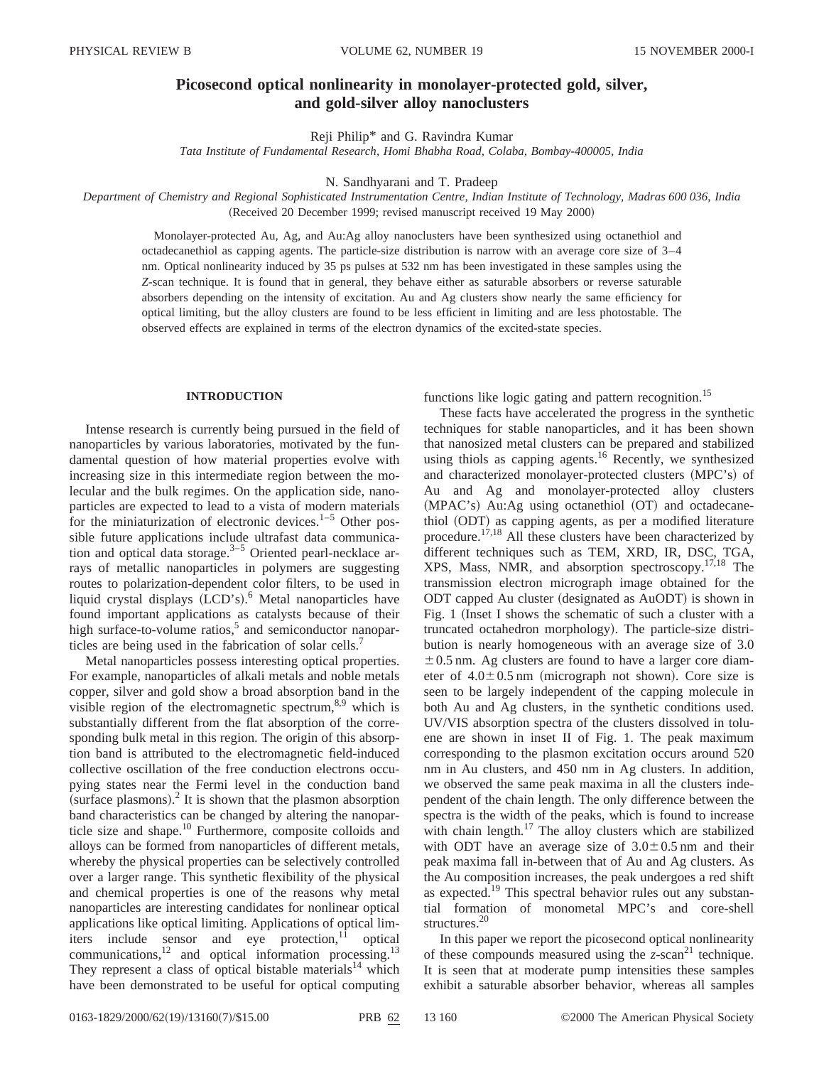# Picosecond optical nonlinearity in monolayer-protected gold, silver, and gold-silver alloy nanoclusters

Reji Philip* and G. Ravindra Kumar

*Tata Institute of Fundamental Research, Homi Bhabha Road, Colaba, Bombay-400005, India*

N. Sandhyarani and T. Pradeep

*Department of Chemistry and Regional Sophisticated Instrumentation Centre, Indian Institute of Technology, Madras 600 036, India*

(Received 20 December 1999; revised manuscript received 19 May 2000)

Monolayer-protected Au, Ag, and Au:Ag alloy nanoclusters have been synthesized using octanethiol and octadecanethiol as capping agents. The particle-size distribution is narrow with an average core size of 3–4 nm. Optical nonlinearity induced by 35 ps pulses at 532 nm has been investigated in these samples using the *Z*-scan technique. It is found that in general, they behave either as saturable absorbers or reverse saturable absorbers depending on the intensity of excitation. Au and Ag clusters show nearly the same efficiency for optical limiting, but the alloy clusters are found to be less efficient in limiting and are less photostable. The observed effects are explained in terms of the electron dynamics of the excited-state species.

## INTRODUCTION

Intense research is currently being pursued in the field of nanoparticles by various laboratories, motivated by the fundamental question of how material properties evolve with increasing size in this intermediate region between the molecular and the bulk regimes. On the application side, nanoparticles are expected to lead to a vista of modern materials for the miniaturization of electronic devices.[1–5] Other possible future applications include ultrafast data communication and optical data storage.[3–5] Oriented pearl-necklace arrays of metallic nanoparticles in polymers are suggesting routes to polarization-dependent color filters, to be used in liquid crystal displays (LCD's).[6] Metal nanoparticles have found important applications as catalysts because of their high surface-to-volume ratios,[5] and semiconductor nanoparticles are being used in the fabrication of solar cells.[7]

Metal nanoparticles possess interesting optical properties. For example, nanoparticles of alkali metals and noble metals copper, silver and gold show a broad absorption band in the visible region of the electromagnetic spectrum,[8,9] which is substantially different from the flat absorption of the corresponding bulk metal in this region. The origin of this absorption band is attributed to the electromagnetic field-induced collective oscillation of the free conduction electrons occupying states near the Fermi level in the conduction band (surface plasmons).[2] It is shown that the plasmon absorption band characteristics can be changed by altering the nanoparticle size and shape.[10] Furthermore, composite colloids and alloys can be formed from nanoparticles of different metals, whereby the physical properties can be selectively controlled over a larger range. This synthetic flexibility of the physical and chemical properties is one of the reasons why metal nanoparticles are interesting candidates for nonlinear optical applications like optical limiting. Applications of optical limiters include sensor and eye protection,[11] optical communications,[12] and optical information processing.[13] They represent a class of optical bistable materials[14] which have been demonstrated to be useful for optical computing functions like logic gating and pattern recognition.[15]

These facts have accelerated the progress in the synthetic techniques for stable nanoparticles, and it has been shown that nanosized metal clusters can be prepared and stabilized using thiols as capping agents.[16] Recently, we synthesized and characterized monolayer-protected clusters (MPC's) of Au and Ag and monolayer-protected alloy clusters (MPAC's) Au:Ag using octanethiol (OT) and octadecanethiol (ODT) as capping agents, as per a modified literature procedure.[17,18] All these clusters have been characterized by different techniques such as TEM, XRD, IR, DSC, TGA, XPS, Mass, NMR, and absorption spectroscopy.[17,18] The transmission electron micrograph image obtained for the ODT capped Au cluster (designated as AuODT) is shown in Fig. 1 (Inset I shows the schematic of such a cluster with a truncated octahedron morphology). The particle-size distribution is nearly homogeneous with an average size of 3.0 $\pm 0.5$ nm. Ag clusters are found to have a larger core diameter of $4.0 \pm 0.5$ nm (micrograph not shown). Core size is seen to be largely independent of the capping molecule in both Au and Ag clusters, in the synthetic conditions used. UV/VIS absorption spectra of the clusters dissolved in toluene are shown in inset II of Fig. 1. The peak maximum corresponding to the plasmon excitation occurs around 520 nm in Au clusters, and 450 nm in Ag clusters. In addition, we observed the same peak maxima in all the clusters independent of the chain length. The only difference between the spectra is the width of the peaks, which is found to increase with chain length.[17] The alloy clusters which are stabilized with ODT have an average size of $3.0 \pm 0.5$ nm and their peak maxima fall in-between that of Au and Ag clusters. As the Au composition increases, the peak undergoes a red shift as expected.[19] This spectral behavior rules out any substantial formation of monometal MPC's and core-shell structures.[20]

In this paper we report the picosecond optical nonlinearity of these compounds measured using the *z*-scan[21] technique. It is seen that at moderate pump intensities these samples exhibit a saturable absorber behavior, whereas all samples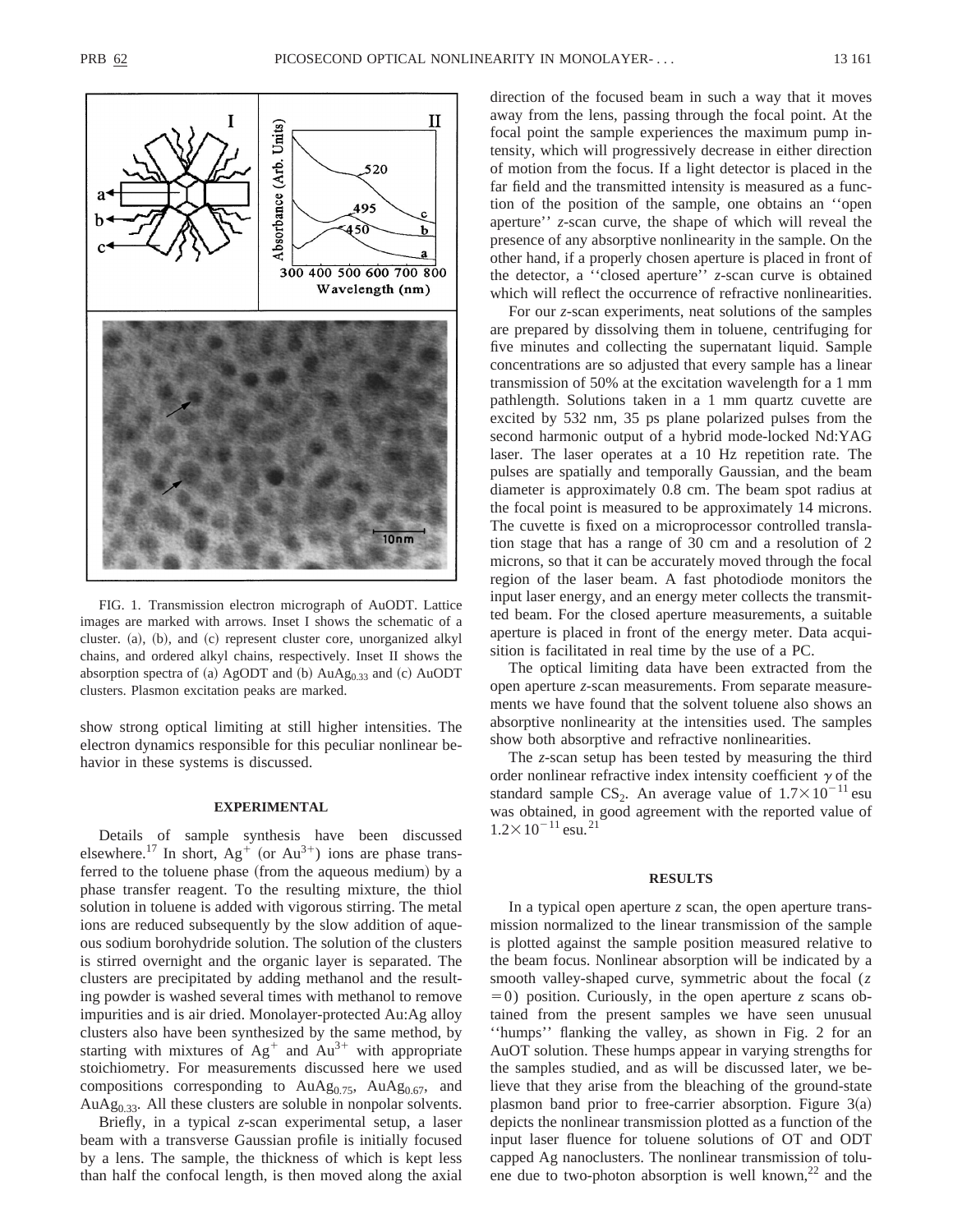I

a

b

c

II

Absorbance (Arb. Units)

520

495

450

c

b

a

300 400 500 600 700 800

Wavelength (nm)

10nm

FIG. 1. Transmission electron micrograph of AuODT. Lattice images are marked with arrows. Inset I shows the schematic of a cluster. (a), (b), and (c) represent cluster core, unorganized alkyl chains, and ordered alkyl chains, respectively. Inset II shows the absorption spectra of (a) AgODT and (b) $AuAg_{0.33}$ and (c) AuODT clusters. Plasmon excitation peaks are marked.

show strong optical limiting at still higher intensities. The electron dynamics responsible for this peculiar nonlinear behavior in these systems is discussed.

## EXPERIMENTAL

Details of sample synthesis have been discussed elsewhere.[17] In short, $Ag^{+}$ (or $Au^{3+}$) ions are phase transferred to the toluene phase (from the aqueous medium) by a phase transfer reagent. To the resulting mixture, the thiol solution in toluene is added with vigorous stirring. The metal ions are reduced subsequently by the slow addition of aqueous sodium borohydride solution. The solution of the clusters is stirred overnight and the organic layer is separated. The clusters are precipitated by adding methanol and the resulting powder is washed several times with methanol to remove impurities and is air dried. Monolayer-protected Au:Ag alloy clusters also have been synthesized by the same method, by starting with mixtures of $Ag^{+}$ and $Au^{3+}$ with appropriate stoichiometry. For measurements discussed here we used compositions corresponding to $AuAg_{0.75}$, $AuAg_{0.67}$, and $AuAg_{0.33}$. All these clusters are soluble in nonpolar solvents.

Briefly, in a typical *z*-scan experimental setup, a laser beam with a transverse Gaussian profile is initially focused by a lens. The sample, the thickness of which is kept less than half the confocal length, is then moved along the axial direction of the focused beam in such a way that it moves away from the lens, passing through the focal point. At the focal point the sample experiences the maximum pump intensity, which will progressively decrease in either direction of motion from the focus. If a light detector is placed in the far field and the transmitted intensity is measured as a function of the position of the sample, one obtains an ''open aperture'' *z*-scan curve, the shape of which will reveal the presence of any absorptive nonlinearity in the sample. On the other hand, if a properly chosen aperture is placed in front of the detector, a ''closed aperture'' *z*-scan curve is obtained which will reflect the occurrence of refractive nonlinearities.

For our *z*-scan experiments, neat solutions of the samples are prepared by dissolving them in toluene, centrifuging for five minutes and collecting the supernatant liquid. Sample concentrations are so adjusted that every sample has a linear transmission of 50% at the excitation wavelength for a 1 mm pathlength. Solutions taken in a 1 mm quartz cuvette are excited by 532 nm, 35 ps plane polarized pulses from the second harmonic output of a hybrid mode-locked Nd:YAG laser. The laser operates at a 10 Hz repetition rate. The pulses are spatially and temporally Gaussian, and the beam diameter is approximately 0.8 cm. The beam spot radius at the focal point is measured to be approximately 14 microns. The cuvette is fixed on a microprocessor controlled translation stage that has a range of 30 cm and a resolution of 2 microns, so that it can be accurately moved through the focal region of the laser beam. A fast photodiode monitors the input laser energy, and an energy meter collects the transmitted beam. For the closed aperture measurements, a suitable aperture is placed in front of the energy meter. Data acquisition is facilitated in real time by the use of a PC.

The optical limiting data have been extracted from the open aperture *z*-scan measurements. From separate measurements we have found that the solvent toluene also shows an absorptive nonlinearity at the intensities used. The samples show both absorptive and refractive nonlinearities.

The *z*-scan setup has been tested by measuring the third order nonlinear refractive index intensity coefficient $\gamma$ of the standard sample $CS_2$. An average value of $1.7\times10^{-11}$ esu was obtained, in good agreement with the reported value of $1.2\times10^{-11}$ esu.[21]

## RESULTS

In a typical open aperture *z* scan, the open aperture transmission normalized to the linear transmission of the sample is plotted against the sample position measured relative to the beam focus. Nonlinear absorption will be indicated by a smooth valley-shaped curve, symmetric about the focal ($z=0$) position. Curiously, in the open aperture *z* scans obtained from the present samples we have seen unusual ''humps'' flanking the valley, as shown in Fig. 2 for an AuOT solution. These humps appear in varying strengths for the samples studied, and as will be discussed later, we believe that they arise from the bleaching of the ground-state plasmon band prior to free-carrier absorption. Figure 3(a) depicts the nonlinear transmission plotted as a function of the input laser fluence for toluene solutions of OT and ODT capped Ag nanoclusters. The nonlinear transmission of toluene due to two-photon absorption is well known,[22] and the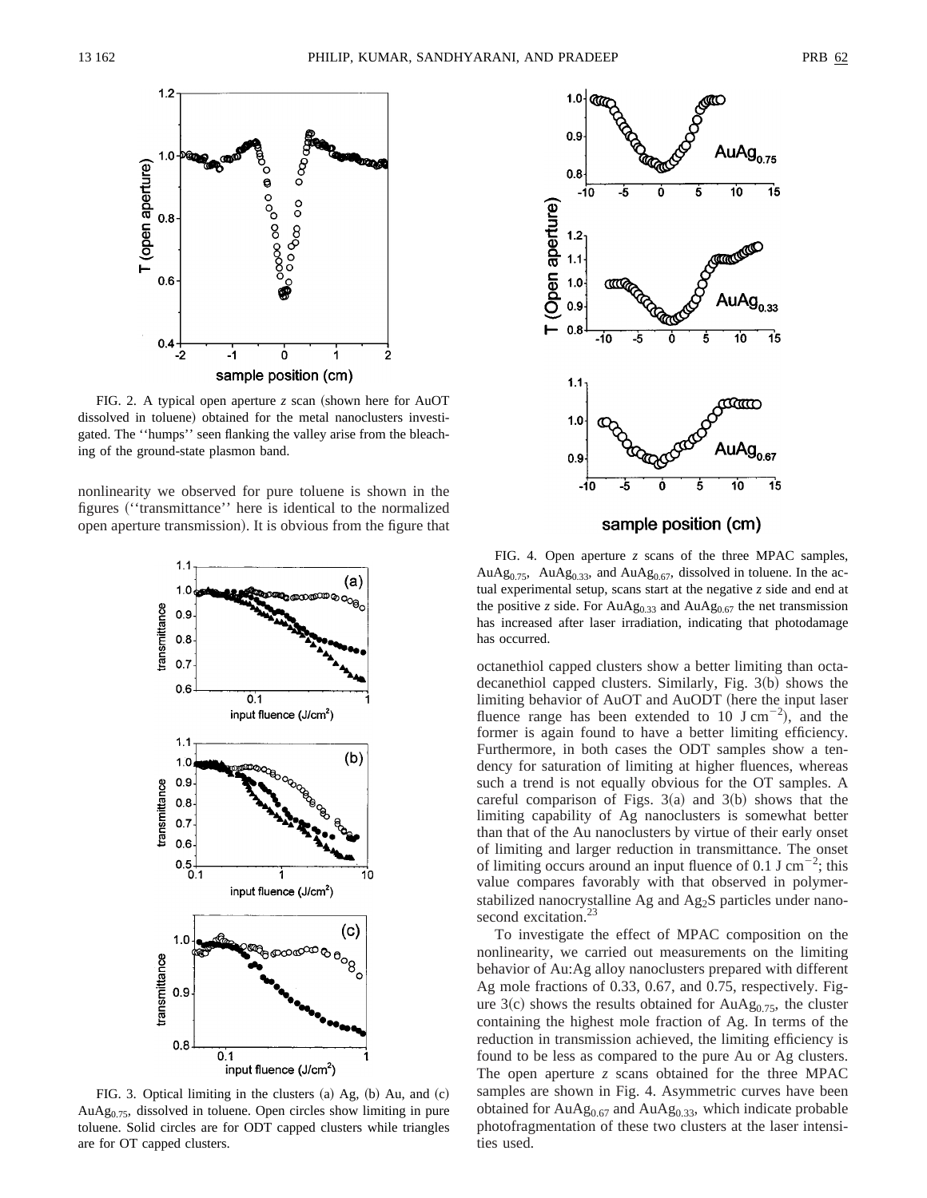FIG. 2. A typical open aperture $z$ scan (shown here for AuOT dissolved in toluene) obtained for the metal nanoclusters investigated. The ''humps'' seen flanking the valley arise from the bleaching of the ground-state plasmon band.

nonlinearity we observed for pure toluene is shown in the figures (''transmittance'' here is identical to the normalized open aperture transmission). It is obvious from the figure that octanethiol capped clusters show a better limiting than octadecanethiol capped clusters. Similarly, Fig. 3(b) shows the limiting behavior of AuOT and AuODT (here the input laser fluence range has been extended to 10 J cm$^{-2}$), and the former is again found to have a better limiting efficiency. Furthermore, in both cases the ODT samples show a tendency for saturation of limiting at higher fluences, whereas such a trend is not equally obvious for the OT samples. A careful comparison of Figs. 3(a) and 3(b) shows that the limiting capability of Ag nanoclusters is somewhat better than that of the Au nanoclusters by virtue of their early onset of limiting and larger reduction in transmittance. The onset of limiting occurs around an input fluence of 0.1 J cm$^{-2}$; this value compares favorably with that observed in polymer-stabilized nanocrystalline Ag and $Ag_2S$ particles under nanosecond excitation.[23]

FIG. 3. Optical limiting in the clusters (a) Ag, (b) Au, and (c) $AuAg_{0.75}$, dissolved in toluene. Open circles show limiting in pure toluene. Solid circles are for ODT capped clusters while triangles are for OT capped clusters.

FIG. 4. Open aperture $z$ scans of the three MPAC samples, $AuAg_{0.75}$, $AuAg_{0.33}$, and $AuAg_{0.67}$, dissolved in toluene. In the actual experimental setup, scans start at the negative $z$ side and end at the positive $z$ side. For $AuAg_{0.33}$ and $AuAg_{0.67}$ the net transmission has increased after laser irradiation, indicating that photodamage has occurred.

To investigate the effect of MPAC composition on the nonlinearity, we carried out measurements on the limiting behavior of Au:Ag alloy nanoclusters prepared with different Ag mole fractions of 0.33, 0.67, and 0.75, respectively. Figure 3(c) shows the results obtained for $AuAg_{0.75}$, the cluster containing the highest mole fraction of Ag. In terms of the reduction in transmission achieved, the limiting efficiency is found to be less as compared to the pure Au or Ag clusters. The open aperture $z$ scans obtained for the three MPAC samples are shown in Fig. 4. Asymmetric curves have been obtained for $AuAg_{0.67}$ and $AuAg_{0.33}$, which indicate probable photofragmentation of these two clusters at the laser intensities used.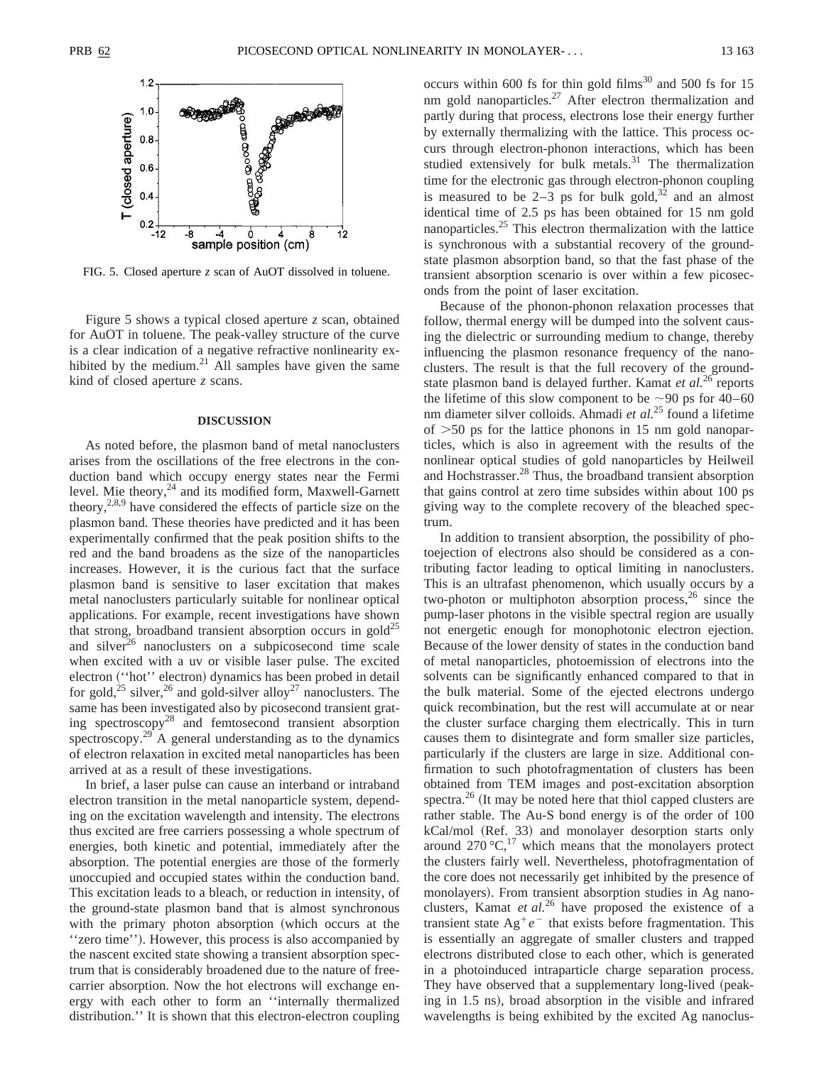FIG. 5. Closed aperture $z$ scan of AuOT dissolved in toluene.

Figure 5 shows a typical closed aperture $z$ scan, obtained for AuOT in toluene. The peak-valley structure of the curve is a clear indication of a negative refractive nonlinearity exhibited by the medium.[21] All samples have given the same kind of closed aperture $z$ scans.

## DISCUSSION

As noted before, the plasmon band of metal nanoclusters arises from the oscillations of the free electrons in the conduction band which occupy energy states near the Fermi level. Mie theory,[24] and its modified form, Maxwell-Garnett theory,[2,8,9] have considered the effects of particle size on the plasmon band. These theories have predicted and it has been experimentally confirmed that the peak position shifts to the red and the band broadens as the size of the nanoparticles increases. However, it is the curious fact that the surface plasmon band is sensitive to laser excitation that makes metal nanoclusters particularly suitable for nonlinear optical applications. For example, recent investigations have shown that strong, broadband transient absorption occurs in gold[25] and silver[26] nanoclusters on a subpicosecond time scale when excited with a uv or visible laser pulse. The excited electron (''hot'' electron) dynamics has been probed in detail for gold,[25] silver,[26] and gold-silver alloy[27] nanoclusters. The same has been investigated also by picosecond transient grating spectroscopy[28] and femtosecond transient absorption spectroscopy.[29] A general understanding as to the dynamics of electron relaxation in excited metal nanoparticles has been arrived at as a result of these investigations.

In brief, a laser pulse can cause an interband or intraband electron transition in the metal nanoparticle system, depending on the excitation wavelength and intensity. The electrons thus excited are free carriers possessing a whole spectrum of energies, both kinetic and potential, immediately after the absorption. The potential energies are those of the formerly unoccupied and occupied states within the conduction band. This excitation leads to a bleach, or reduction in intensity, of the ground-state plasmon band that is almost synchronous with the primary photon absorption (which occurs at the ''zero time''). However, this process is also accompanied by the nascent excited state showing a transient absorption spectrum that is considerably broadened due to the nature of free-carrier absorption. Now the hot electrons will exchange energy with each other to form an ''internally thermalized distribution.'' It is shown that this electron-electron coupling occurs within 600 fs for thin gold films[30] and 500 fs for 15 nm gold nanoparticles.[27] After electron thermalization and partly during that process, electrons lose their energy further by externally thermalizing with the lattice. This process occurs through electron-phonon interactions, which has been studied extensively for bulk metals.[31] The thermalization time for the electronic gas through electron-phonon coupling is measured to be 2–3 ps for bulk gold,[32] and an almost identical time of 2.5 ps has been obtained for 15 nm gold nanoparticles.[25] This electron thermalization with the lattice is synchronous with a substantial recovery of the ground-state plasmon absorption band, so that the fast phase of the transient absorption scenario is over within a few picoseconds from the point of laser excitation.

Because of the phonon-phonon relaxation processes that follow, thermal energy will be dumped into the solvent causing the dielectric or surrounding medium to change, thereby influencing the plasmon resonance frequency of the nanoclusters. The result is that the full recovery of the ground-state plasmon band is delayed further. Kamat *et al.*[26] reports the lifetime of this slow component to be ~90 ps for 40–60 nm diameter silver colloids. Ahmadi *et al.*[25] found a lifetime of >50 ps for the lattice phonons in 15 nm gold nanoparticles, which is also in agreement with the results of the nonlinear optical studies of gold nanoparticles by Heilweil and Hochstrasser.[28] Thus, the broadband transient absorption that gains control at zero time subsides within about 100 ps giving way to the complete recovery of the bleached spectrum.

In addition to transient absorption, the possibility of photoejection of electrons also should be considered as a contributing factor leading to optical limiting in nanoclusters. This is an ultrafast phenomenon, which usually occurs by a two-photon or multiphoton absorption process,[26] since the pump-laser photons in the visible spectral region are usually not energetic enough for monophotonic electron ejection. Because of the lower density of states in the conduction band of metal nanoparticles, photoemission of electrons into the solvents can be significantly enhanced compared to that in the bulk material. Some of the ejected electrons undergo quick recombination, but the rest will accumulate at or near the cluster surface charging them electrically. This in turn causes them to disintegrate and form smaller size particles, particularly if the clusters are large in size. Additional confirmation to such photofragmentation of clusters has been obtained from TEM images and post-excitation absorption spectra.[26] (It may be noted here that thiol capped clusters are rather stable. The Au-S bond energy is of the order of 100 kCal/mol (Ref. 33) and monolayer desorption starts only around 270 °C,[17] which means that the monolayers protect the clusters fairly well. Nevertheless, photofragmentation of the core does not necessarily get inhibited by the presence of monolayers). From transient absorption studies in Ag nanoclusters, Kamat *et al.*[26] have proposed the existence of a transient state $Ag^{+}e^{-}$ that exists before fragmentation. This is essentially an aggregate of smaller clusters and trapped electrons distributed close to each other, which is generated in a photoinduced intraparticle charge separation process. They have observed that a supplementary long-lived (peaking in 1.5 ns), broad absorption in the visible and infrared wavelengths is being exhibited by the excited Ag nanoclus-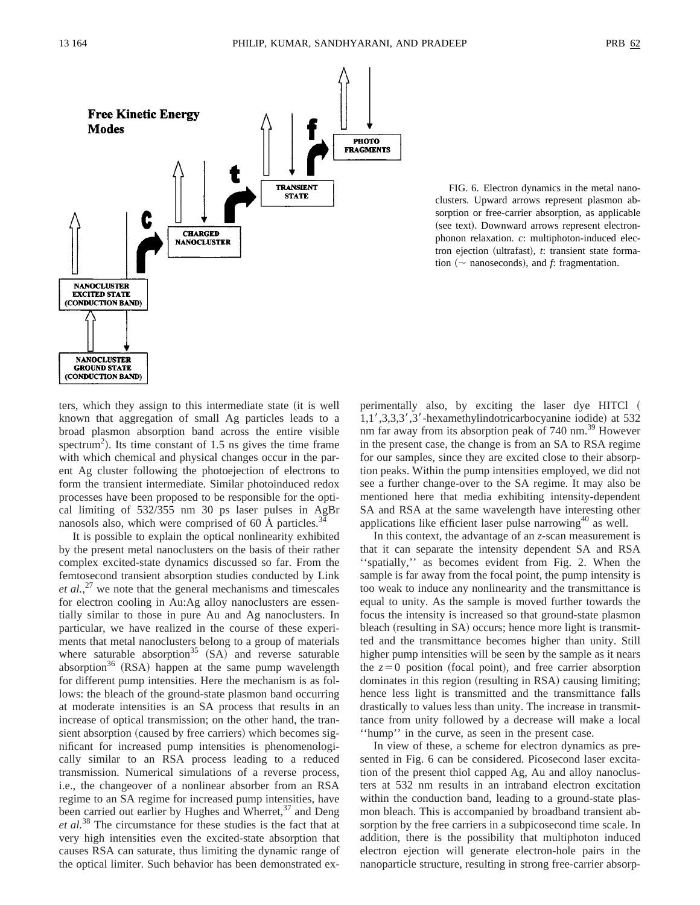FIG. 6. Electron dynamics in the metal nanoclusters. Upward arrows represent plasmon absorption or free-carrier absorption, as applicable (see text). Downward arrows represent electron-phonon relaxation. *c*: multiphoton-induced electron ejection (ultrafast), *t*: transient state formation (∼ nanoseconds), and *f*: fragmentation.

ters, which they assign to this intermediate state (it is well known that aggregation of small Ag particles leads to a broad plasmon absorption band across the entire visible spectrum[2]). Its time constant of 1.5 ns gives the time frame with which chemical and physical changes occur in the parent Ag cluster following the photoejection of electrons to form the transient intermediate. Similar photoinduced redox processes have been proposed to be responsible for the optical limiting of 532/355 nm 30 ps laser pulses in AgBr nanosols also, which were comprised of 60 Å particles.[34]

It is possible to explain the optical nonlinearity exhibited by the present metal nanoclusters on the basis of their rather complex excited-state dynamics discussed so far. From the femtosecond transient absorption studies conducted by Link *et al.*,[27] we note that the general mechanisms and timescales for electron cooling in Au:Ag alloy nanoclusters are essentially similar to those in pure Au and Ag nanoclusters. In particular, we have realized in the course of these experiments that metal nanoclusters belong to a group of materials where saturable absorption[35] (SA) and reverse saturable absorption[36] (RSA) happen at the same pump wavelength for different pump intensities. Here the mechanism is as follows: the bleach of the ground-state plasmon band occurring at moderate intensities is an SA process that results in an increase of optical transmission; on the other hand, the transient absorption (caused by free carriers) which becomes significant for increased pump intensities is phenomenologically similar to an RSA process leading to a reduced transmission. Numerical simulations of a reverse process, i.e., the changeover of a nonlinear absorber from an RSA regime to an SA regime for increased pump intensities, have been carried out earlier by Hughes and Wherret,[37] and Deng *et al.*[38] The circumstance for these studies is the fact that at very high intensities even the excited-state absorption that causes RSA can saturate, thus limiting the dynamic range of the optical limiter. Such behavior has been demonstrated experimentally also, by exciting the laser dye HITCl ( 1,1′,3,3,3′,3′-hexamethylindotricarbocyanine iodide) at 532 nm far away from its absorption peak of 740 nm.[39] However in the present case, the change is from an SA to RSA regime for our samples, since they are excited close to their absorption peaks. Within the pump intensities employed, we did not see a further change-over to the SA regime. It may also be mentioned here that media exhibiting intensity-dependent SA and RSA at the same wavelength have interesting other applications like efficient laser pulse narrowing[40] as well.

In this context, the advantage of an *z*-scan measurement is that it can separate the intensity dependent SA and RSA ''spatially,'' as becomes evident from Fig. 2. When the sample is far away from the focal point, the pump intensity is too weak to induce any nonlinearity and the transmittance is equal to unity. As the sample is moved further towards the focus the intensity is increased so that ground-state plasmon bleach (resulting in SA) occurs; hence more light is transmitted and the transmittance becomes higher than unity. Still higher pump intensities will be seen by the sample as it nears the $z=0$ position (focal point), and free carrier absorption dominates in this region (resulting in RSA) causing limiting; hence less light is transmitted and the transmittance falls drastically to values less than unity. The increase in transmittance from unity followed by a decrease will make a local ''hump'' in the curve, as seen in the present case.

In view of these, a scheme for electron dynamics as presented in Fig. 6 can be considered. Picosecond laser excitation of the present thiol capped Ag, Au and alloy nanoclusters at 532 nm results in an intraband electron excitation within the conduction band, leading to a ground-state plasmon bleach. This is accompanied by broadband transient absorption by the free carriers in a subpicosecond time scale. In addition, there is the possibility that multiphoton induced electron ejection will generate electron-hole pairs in the nanoparticle structure, resulting in strong free-carrier absorp-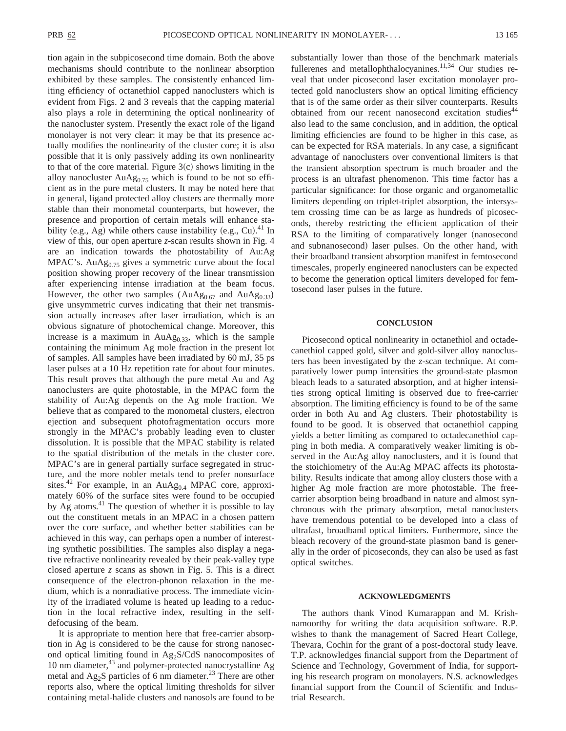tion again in the subpicosecond time domain. Both the above mechanisms should contribute to the nonlinear absorption exhibited by these samples. The consistently enhanced limiting efficiency of octanethiol capped nanoclusters which is evident from Figs. 2 and 3 reveals that the capping material also plays a role in determining the optical nonlinearity of the nanocluster system. Presently the exact role of the ligand monolayer is not very clear: it may be that its presence actually modifies the nonlinearity of the cluster core; it is also possible that it is only passively adding its own nonlinearity to that of the core material. Figure 3(c) shows limiting in the alloy nanocluster $AuAg_{0.75}$ which is found to be not so efficient as in the pure metal clusters. It may be noted here that in general, ligand protected alloy clusters are thermally more stable than their monometal counterparts, but however, the presence and proportion of certain metals will enhance stability (e.g., Ag) while others cause instability (e.g., Cu).[41] In view of this, our open aperture *z*-scan results shown in Fig. 4 are an indication towards the photostability of Au:Ag MPAC's. $AuAg_{0.75}$ gives a symmetric curve about the focal position showing proper recovery of the linear transmission after experiencing intense irradiation at the beam focus. However, the other two samples ($AuAg_{0.67}$ and $AuAg_{0.33}$) give unsymmetric curves indicating that their net transmission actually increases after laser irradiation, which is an obvious signature of photochemical change. Moreover, this increase is a maximum in $AuAg_{0.33}$, which is the sample containing the minimum Ag mole fraction in the present lot of samples. All samples have been irradiated by 60 mJ, 35 ps laser pulses at a 10 Hz repetition rate for about four minutes. This result proves that although the pure metal Au and Ag nanoclusters are quite photostable, in the MPAC form the stability of Au:Ag depends on the Ag mole fraction. We believe that as compared to the monometal clusters, electron ejection and subsequent photofragmentation occurs more strongly in the MPAC's probably leading even to cluster dissolution. It is possible that the MPAC stability is related to the spatial distribution of the metals in the cluster core. MPAC's are in general partially surface segregated in structure, and the more nobler metals tend to prefer nonsurface sites.[42] For example, in an $AuAg_{0.4}$ MPAC core, approximately 60% of the surface sites were found to be occupied by Ag atoms.[41] The question of whether it is possible to lay out the constituent metals in an MPAC in a chosen pattern over the core surface, and whether better stabilities can be achieved in this way, can perhaps open a number of interesting synthetic possibilities. The samples also display a negative refractive nonlinearity revealed by their peak-valley type closed aperture *z* scans as shown in Fig. 5. This is a direct consequence of the electron-phonon relaxation in the medium, which is a nonradiative process. The immediate vicinity of the irradiated volume is heated up leading to a reduction in the local refractive index, resulting in the self-defocusing of the beam.

It is appropriate to mention here that free-carrier absorption in Ag is considered to be the cause for strong nanosecond optical limiting found in $Ag_2S$/CdS nanocomposites of 10 nm diameter,[43] and polymer-protected nanocrystalline Ag metal and $Ag_2S$ particles of 6 nm diameter.[23] There are other reports also, where the optical limiting thresholds for silver containing metal-halide clusters and nanosols are found to be substantially lower than those of the benchmark materials fullerenes and metallophthalocyanines.[11,34] Our studies reveal that under picosecond laser excitation monolayer protected gold nanoclusters show an optical limiting efficiency that is of the same order as their silver counterparts. Results obtained from our recent nanosecond excitation studies[44] also lead to the same conclusion, and in addition, the optical limiting efficiencies are found to be higher in this case, as can be expected for RSA materials. In any case, a significant advantage of nanoclusters over conventional limiters is that the transient absorption spectrum is much broader and the process is an ultrafast phenomenon. This time factor has a particular significance: for those organic and organometallic limiters depending on triplet-triplet absorption, the intersystem crossing time can be as large as hundreds of picoseconds, thereby restricting the efficient application of their RSA to the limiting of comparatively longer (nanosecond and subnanosecond) laser pulses. On the other hand, with their broadband transient absorption manifest in femtosecond timescales, properly engineered nanoclusters can be expected to become the generation optical limiters developed for femtosecond laser pulses in the future.

## CONCLUSION

Picosecond optical nonlinearity in octanethiol and octadecanethiol capped gold, silver and gold-silver alloy nanoclusters has been investigated by the *z*-scan technique. At comparatively lower pump intensities the ground-state plasmon bleach leads to a saturated absorption, and at higher intensities strong optical limiting is observed due to free-carrier absorption. The limiting efficiency is found to be of the same order in both Au and Ag clusters. Their photostability is found to be good. It is observed that octanethiol capping yields a better limiting as compared to octadecanethiol capping in both media. A comparatively weaker limiting is observed in the Au:Ag alloy nanoclusters, and it is found that the stoichiometry of the Au:Ag MPAC affects its photostability. Results indicate that among alloy clusters those with a higher Ag mole fraction are more photostable. The free-carrier absorption being broadband in nature and almost synchronous with the primary absorption, metal nanoclusters have tremendous potential to be developed into a class of ultrafast, broadband optical limiters. Furthermore, since the bleach recovery of the ground-state plasmon band is generally in the order of picoseconds, they can also be used as fast optical switches.

## ACKNOWLEDGMENTS

The authors thank Vinod Kumarappan and M. Krishnamoorthy for writing the data acquisition software. R.P. wishes to thank the management of Sacred Heart College, Thevara, Cochin for the grant of a post-doctoral study leave. T.P. acknowledges financial support from the Department of Science and Technology, Government of India, for supporting his research program on monolayers. N.S. acknowledges financial support from the Council of Scientific and Industrial Research.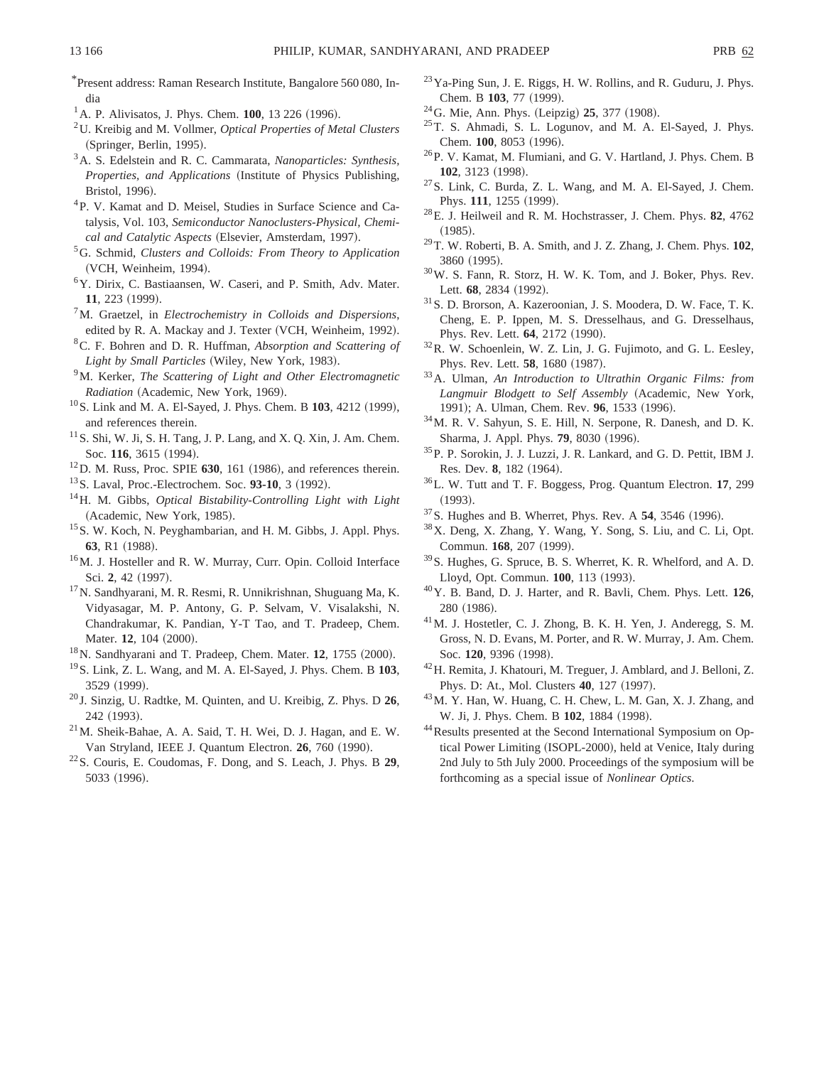*Present address: Raman Research Institute, Bangalore 560 080, India

[1] A. P. Alivisatos, J. Phys. Chem. **100**, 13 226 (1996).

[2] U. Kreibig and M. Vollmer, *Optical Properties of Metal Clusters* (Springer, Berlin, 1995).

[3] A. S. Edelstein and R. C. Cammarata, *Nanoparticles: Synthesis, Properties, and Applications* (Institute of Physics Publishing, Bristol, 1996).

[4] P. V. Kamat and D. Meisel, Studies in Surface Science and Catalysis, Vol. 103, *Semiconductor Nanoclusters-Physical, Chemical and Catalytic Aspects* (Elsevier, Amsterdam, 1997).

[5] G. Schmid, *Clusters and Colloids: From Theory to Application* (VCH, Weinheim, 1994).

[6] Y. Dirix, C. Bastiaansen, W. Caseri, and P. Smith, Adv. Mater. **11**, 223 (1999).

[7] M. Graetzel, in *Electrochemistry in Colloids and Dispersions*, edited by R. A. Mackay and J. Texter (VCH, Weinheim, 1992).

[8] C. F. Bohren and D. R. Huffman, *Absorption and Scattering of Light by Small Particles* (Wiley, New York, 1983).

[9] M. Kerker, *The Scattering of Light and Other Electromagnetic Radiation* (Academic, New York, 1969).

[10] S. Link and M. A. El-Sayed, J. Phys. Chem. B **103**, 4212 (1999), and references therein.

[11] S. Shi, W. Ji, S. H. Tang, J. P. Lang, and X. Q. Xin, J. Am. Chem. Soc. **116**, 3615 (1994).

[12] D. M. Russ, Proc. SPIE **630**, 161 (1986), and references therein.

[13] S. Laval, Proc.-Electrochem. Soc. **93-10**, 3 (1992).

[14] H. M. Gibbs, *Optical Bistability-Controlling Light with Light* (Academic, New York, 1985).

[15] S. W. Koch, N. Peyghambarian, and H. M. Gibbs, J. Appl. Phys. **63**, R1 (1988).

[16] M. J. Hosteller and R. W. Murray, Curr. Opin. Colloid Interface Sci. **2**, 42 (1997).

[17] N. Sandhyarani, M. R. Resmi, R. Unnikrishnan, Shuguang Ma, K. Vidyasagar, M. P. Antony, G. P. Selvam, V. Visalakshi, N. Chandrakumar, K. Pandian, Y-T Tao, and T. Pradeep, Chem. Mater. **12**, 104 (2000).

[18] N. Sandhyarani and T. Pradeep, Chem. Mater. **12**, 1755 (2000).

[19] S. Link, Z. L. Wang, and M. A. El-Sayed, J. Phys. Chem. B **103**, 3529 (1999).

[20] J. Sinzig, U. Radtke, M. Quinten, and U. Kreibig, Z. Phys. D **26**, 242 (1993).

[21] M. Sheik-Bahae, A. A. Said, T. H. Wei, D. J. Hagan, and E. W. Van Stryland, IEEE J. Quantum Electron. **26**, 760 (1990).

[22] S. Couris, E. Coudomas, F. Dong, and S. Leach, J. Phys. B **29**, 5033 (1996).

[23] Ya-Ping Sun, J. E. Riggs, H. W. Rollins, and R. Guduru, J. Phys. Chem. B **103**, 77 (1999).

[24] G. Mie, Ann. Phys. (Leipzig) **25**, 377 (1908).

[25] T. S. Ahmadi, S. L. Logunov, and M. A. El-Sayed, J. Phys. Chem. **100**, 8053 (1996).

[26] P. V. Kamat, M. Flumiani, and G. V. Hartland, J. Phys. Chem. B **102**, 3123 (1998).

[27] S. Link, C. Burda, Z. L. Wang, and M. A. El-Sayed, J. Chem. Phys. **111**, 1255 (1999).

[28] E. J. Heilweil and R. M. Hochstrasser, J. Chem. Phys. **82**, 4762 (1985).

[29] T. W. Roberti, B. A. Smith, and J. Z. Zhang, J. Chem. Phys. **102**, 3860 (1995).

[30] W. S. Fann, R. Storz, H. W. K. Tom, and J. Boker, Phys. Rev. Lett. **68**, 2834 (1992).

[31] S. D. Brorson, A. Kazeroonian, J. S. Moodera, D. W. Face, T. K. Cheng, E. P. Ippen, M. S. Dresselhaus, and G. Dresselhaus, Phys. Rev. Lett. **64**, 2172 (1990).

[32] R. W. Schoenlein, W. Z. Lin, J. G. Fujimoto, and G. L. Eesley, Phys. Rev. Lett. **58**, 1680 (1987).

[33] A. Ulman, *An Introduction to Ultrathin Organic Films: from Langmuir Blodgett to Self Assembly* (Academic, New York, 1991); A. Ulman, Chem. Rev. **96**, 1533 (1996).

[34] M. R. V. Sahyun, S. E. Hill, N. Serpone, R. Danesh, and D. K. Sharma, J. Appl. Phys. **79**, 8030 (1996).

[35] P. P. Sorokin, J. J. Luzzi, J. R. Lankard, and G. D. Pettit, IBM J. Res. Dev. **8**, 182 (1964).

[36] L. W. Tutt and T. F. Boggess, Prog. Quantum Electron. **17**, 299 (1993).

[37] S. Hughes and B. Wherret, Phys. Rev. A **54**, 3546 (1996).

[38] X. Deng, X. Zhang, Y. Wang, Y. Song, S. Liu, and C. Li, Opt. Commun. **168**, 207 (1999).

[39] S. Hughes, G. Spruce, B. S. Wherret, K. R. Whelford, and A. D. Lloyd, Opt. Commun. **100**, 113 (1993).

[40] Y. B. Band, D. J. Harter, and R. Bavli, Chem. Phys. Lett. **126**, 280 (1986).

[41] M. J. Hostetler, C. J. Zhong, B. K. H. Yen, J. Anderegg, S. M. Gross, N. D. Evans, M. Porter, and R. W. Murray, J. Am. Chem. Soc. **120**, 9396 (1998).

[42] H. Remita, J. Khatouri, M. Treguer, J. Amblard, and J. Belloni, Z. Phys. D: At., Mol. Clusters **40**, 127 (1997).

[43] M. Y. Han, W. Huang, C. H. Chew, L. M. Gan, X. J. Zhang, and W. Ji, J. Phys. Chem. B **102**, 1884 (1998).

[44] Results presented at the Second International Symposium on Optical Power Limiting (ISOPL-2000), held at Venice, Italy during 2nd July to 5th July 2000. Proceedings of the symposium will be forthcoming as a special issue of *Nonlinear Optics*.